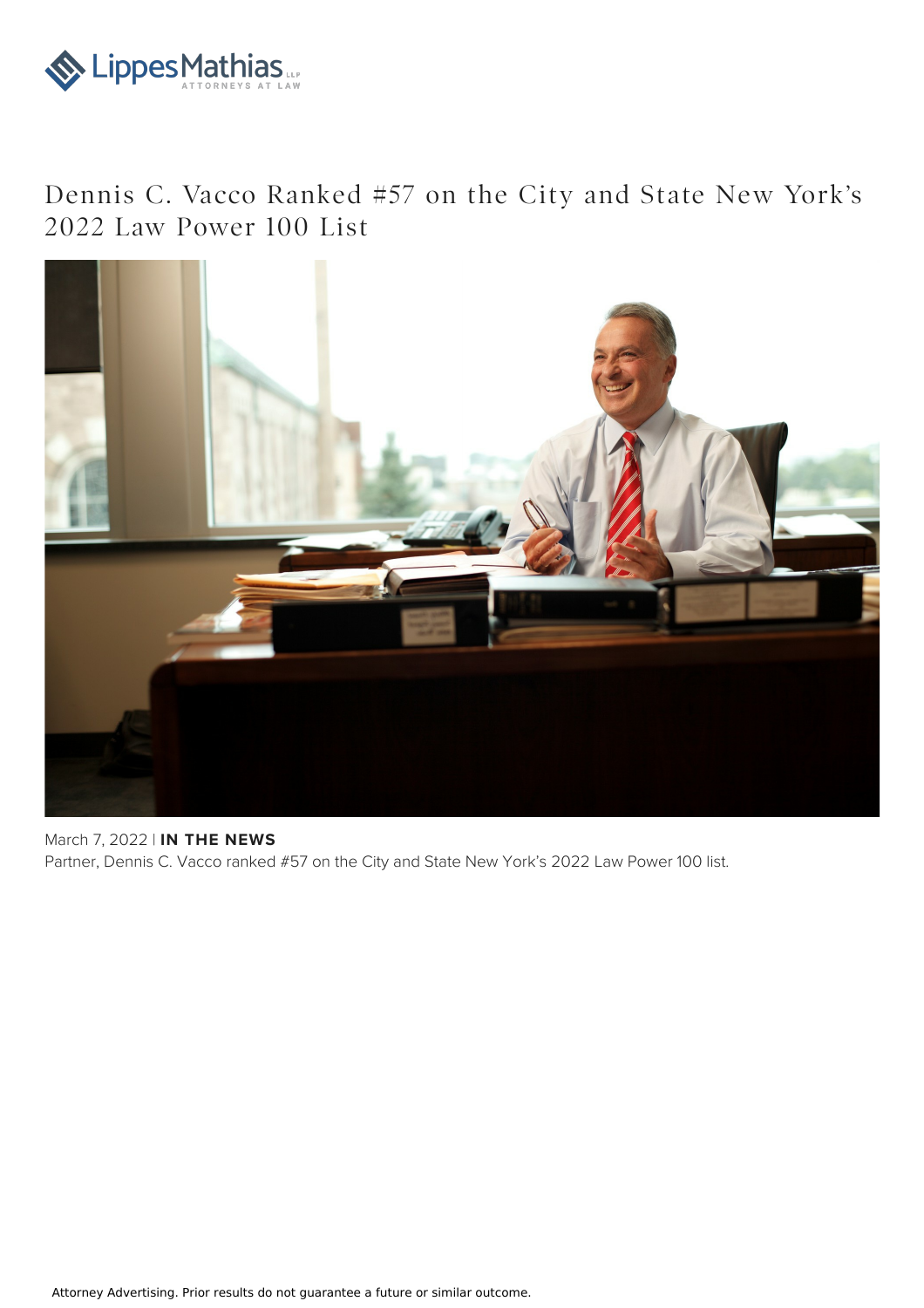# Dennis C. Vacco Ranked #57 on the City and State New York's 2022 Law Power 100 List

March 7, 2022 | **IN THE NEWS**

Partner, Dennis C. Vacco ranked #57 on the City and State New York's 2022 Law Power 100 list.

Attorney Advertising. Prior results do not guarantee a future or similar outcome.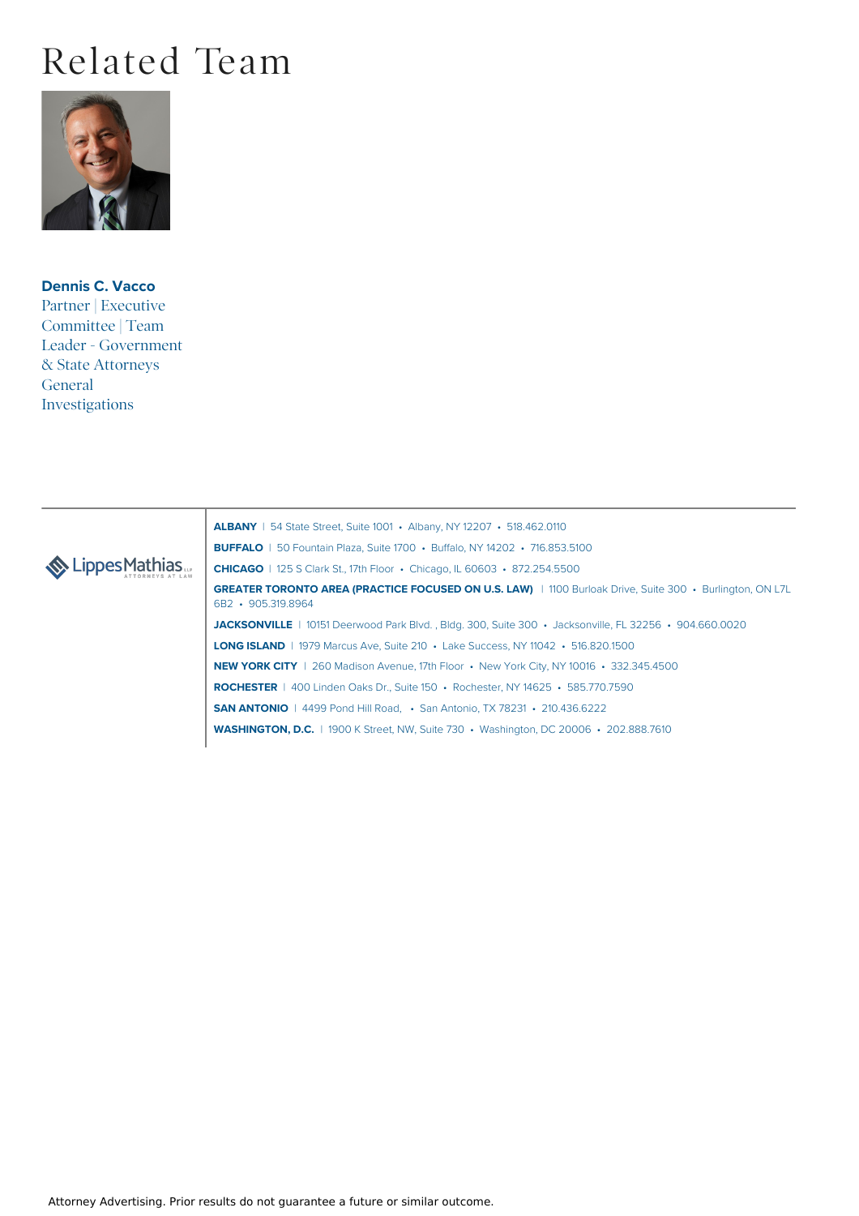# Related Team

**Dennis C. Vacco**
Partner | Executive Committee | Team Leader - Government & State Attorneys General Investigations

LippesMathias LLP
ATTORNEYS AT LAW

**ALBANY** | 54 State Street, Suite 1001 • Albany, NY 12207 • 518.462.0110

**BUFFALO** | 50 Fountain Plaza, Suite 1700 • Buffalo, NY 14202 • 716.853.5100

**CHICAGO** | 125 S Clark St., 17th Floor • Chicago, IL 60603 • 872.254.5500

**GREATER TORONTO AREA (PRACTICE FOCUSED ON U.S. LAW)** | 1100 Burloak Drive, Suite 300 • Burlington, ON L7L 6B2 • 905.319.8964

**JACKSONVILLE** | 10151 Deerwood Park Blvd. , Bldg. 300, Suite 300 • Jacksonville, FL 32256 • 904.660.0020

**LONG ISLAND** | 1979 Marcus Ave, Suite 210 • Lake Success, NY 11042 • 516.820.1500

**NEW YORK CITY** | 260 Madison Avenue, 17th Floor • New York City, NY 10016 • 332.345.4500

**ROCHESTER** | 400 Linden Oaks Dr., Suite 150 • Rochester, NY 14625 • 585.770.7590

**SAN ANTONIO** | 4499 Pond Hill Road, • San Antonio, TX 78231 • 210.436.6222

**WASHINGTON, D.C.** | 1900 K Street, NW, Suite 730 • Washington, DC 20006 • 202.888.7610

Attorney Advertising. Prior results do not guarantee a future or similar outcome.